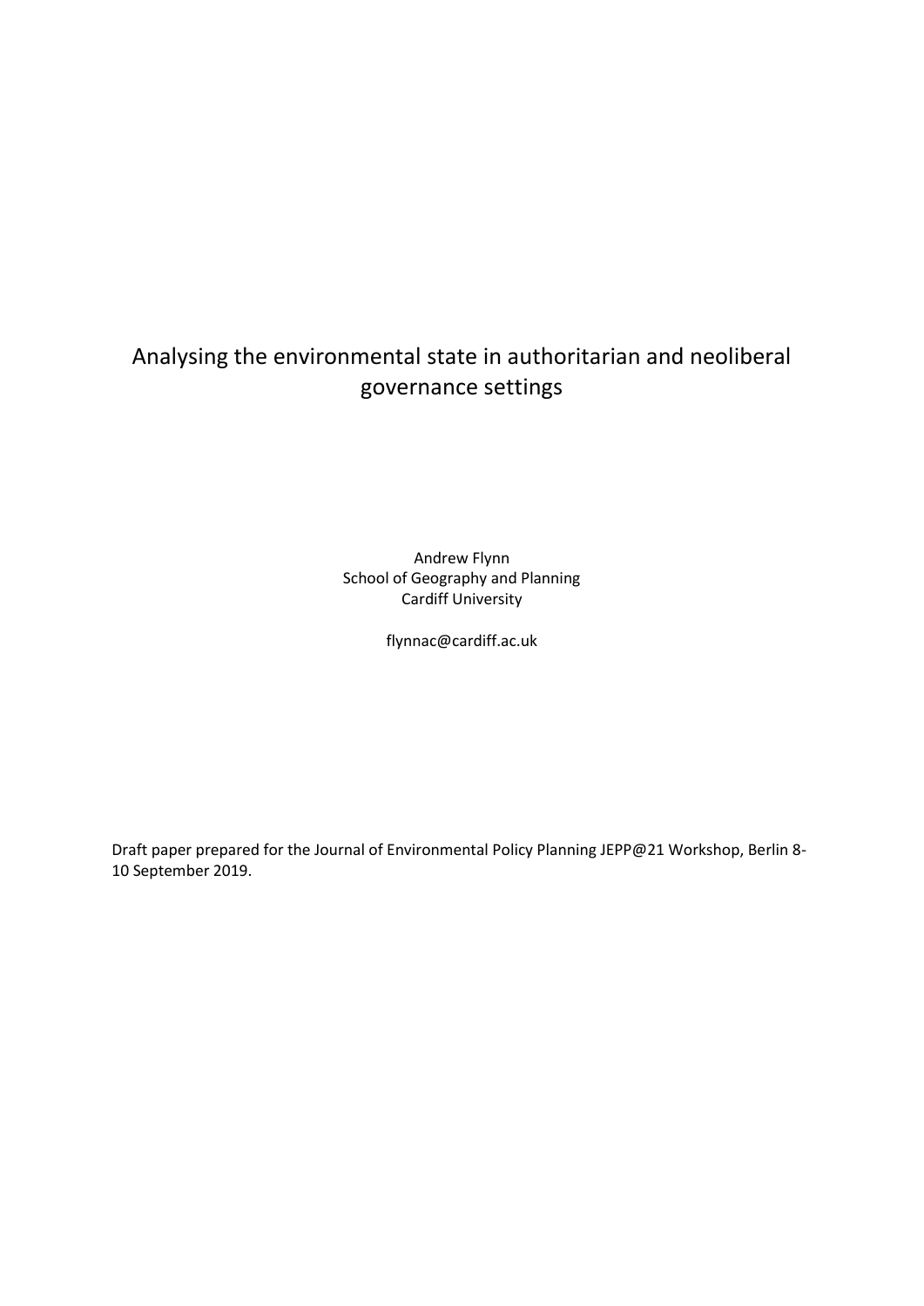# Analysing the environmental state in authoritarian and neoliberal governance settings

Andrew Flynn
School of Geography and Planning
Cardiff University

flynnac@cardiff.ac.uk

Draft paper prepared for the Journal of Environmental Policy Planning JEPP@21 Workshop, Berlin 8-10 September 2019.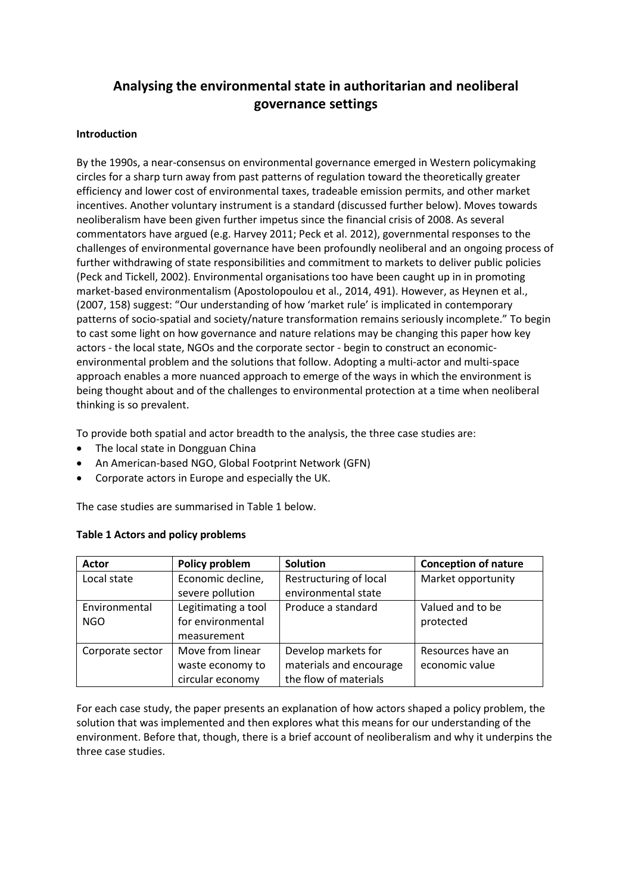# Analysing the environmental state in authoritarian and neoliberal governance settings

**Introduction**

By the 1990s, a near-consensus on environmental governance emerged in Western policymaking circles for a sharp turn away from past patterns of regulation toward the theoretically greater efficiency and lower cost of environmental taxes, tradeable emission permits, and other market incentives. Another voluntary instrument is a standard (discussed further below). Moves towards neoliberalism have been given further impetus since the financial crisis of 2008. As several commentators have argued (e.g. Harvey 2011; Peck et al. 2012), governmental responses to the challenges of environmental governance have been profoundly neoliberal and an ongoing process of further withdrawing of state responsibilities and commitment to markets to deliver public policies (Peck and Tickell, 2002). Environmental organisations too have been caught up in in promoting market-based environmentalism (Apostolopoulou et al., 2014, 491). However, as Heynen et al., (2007, 158) suggest: "Our understanding of how 'market rule' is implicated in contemporary patterns of socio-spatial and society/nature transformation remains seriously incomplete." To begin to cast some light on how governance and nature relations may be changing this paper how key actors - the local state, NGOs and the corporate sector - begin to construct an economic-environmental problem and the solutions that follow. Adopting a multi-actor and multi-space approach enables a more nuanced approach to emerge of the ways in which the environment is being thought about and of the challenges to environmental protection at a time when neoliberal thinking is so prevalent.

To provide both spatial and actor breadth to the analysis, the three case studies are:

- The local state in Dongguan China
- An American-based NGO, Global Footprint Network (GFN)
- Corporate actors in Europe and especially the UK.

The case studies are summarised in Table 1 below.

**Table 1 Actors and policy problems**

| Actor | Policy problem | Solution | Conception of nature |
|---|---|---|---|
| Local state | Economic decline, severe pollution | Restructuring of local environmental state | Market opportunity |
| Environmental NGO | Legitimating a tool for environmental measurement | Produce a standard | Valued and to be protected |
| Corporate sector | Move from linear waste economy to circular economy | Develop markets for materials and encourage the flow of materials | Resources have an economic value |

For each case study, the paper presents an explanation of how actors shaped a policy problem, the solution that was implemented and then explores what this means for our understanding of the environment. Before that, though, there is a brief account of neoliberalism and why it underpins the three case studies.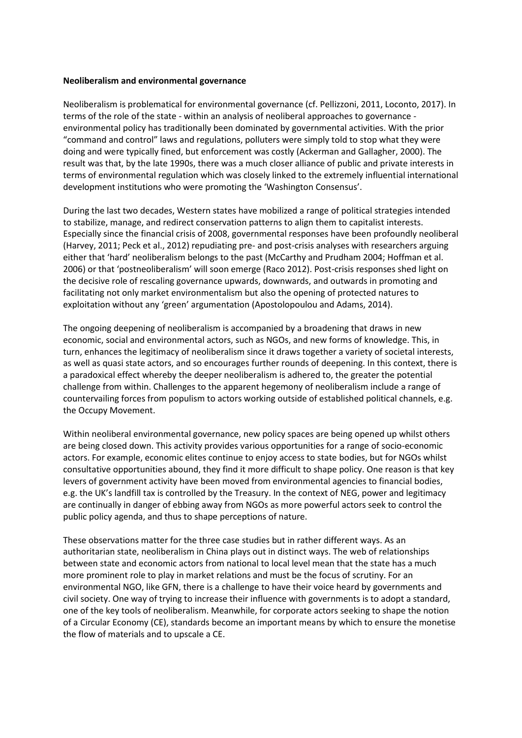**Neoliberalism and environmental governance**

Neoliberalism is problematical for environmental governance (cf. Pellizzoni, 2011, Loconto, 2017). In terms of the role of the state - within an analysis of neoliberal approaches to governance - environmental policy has traditionally been dominated by governmental activities. With the prior "command and control" laws and regulations, polluters were simply told to stop what they were doing and were typically fined, but enforcement was costly (Ackerman and Gallagher, 2000). The result was that, by the late 1990s, there was a much closer alliance of public and private interests in terms of environmental regulation which was closely linked to the extremely influential international development institutions who were promoting the 'Washington Consensus'.

During the last two decades, Western states have mobilized a range of political strategies intended to stabilize, manage, and redirect conservation patterns to align them to capitalist interests. Especially since the financial crisis of 2008, governmental responses have been profoundly neoliberal (Harvey, 2011; Peck et al., 2012) repudiating pre- and post-crisis analyses with researchers arguing either that 'hard' neoliberalism belongs to the past (McCarthy and Prudham 2004; Hoffman et al. 2006) or that 'postneoliberalism' will soon emerge (Raco 2012). Post-crisis responses shed light on the decisive role of rescaling governance upwards, downwards, and outwards in promoting and facilitating not only market environmentalism but also the opening of protected natures to exploitation without any 'green' argumentation (Apostolopoulou and Adams, 2014).

The ongoing deepening of neoliberalism is accompanied by a broadening that draws in new economic, social and environmental actors, such as NGOs, and new forms of knowledge. This, in turn, enhances the legitimacy of neoliberalism since it draws together a variety of societal interests, as well as quasi state actors, and so encourages further rounds of deepening. In this context, there is a paradoxical effect whereby the deeper neoliberalism is adhered to, the greater the potential challenge from within. Challenges to the apparent hegemony of neoliberalism include a range of countervailing forces from populism to actors working outside of established political channels, e.g. the Occupy Movement.

Within neoliberal environmental governance, new policy spaces are being opened up whilst others are being closed down. This activity provides various opportunities for a range of socio-economic actors. For example, economic elites continue to enjoy access to state bodies, but for NGOs whilst consultative opportunities abound, they find it more difficult to shape policy. One reason is that key levers of government activity have been moved from environmental agencies to financial bodies, e.g. the UK's landfill tax is controlled by the Treasury. In the context of NEG, power and legitimacy are continually in danger of ebbing away from NGOs as more powerful actors seek to control the public policy agenda, and thus to shape perceptions of nature.

These observations matter for the three case studies but in rather different ways. As an authoritarian state, neoliberalism in China plays out in distinct ways. The web of relationships between state and economic actors from national to local level mean that the state has a much more prominent role to play in market relations and must be the focus of scrutiny. For an environmental NGO, like GFN, there is a challenge to have their voice heard by governments and civil society. One way of trying to increase their influence with governments is to adopt a standard, one of the key tools of neoliberalism. Meanwhile, for corporate actors seeking to shape the notion of a Circular Economy (CE), standards become an important means by which to ensure the monetise the flow of materials and to upscale a CE.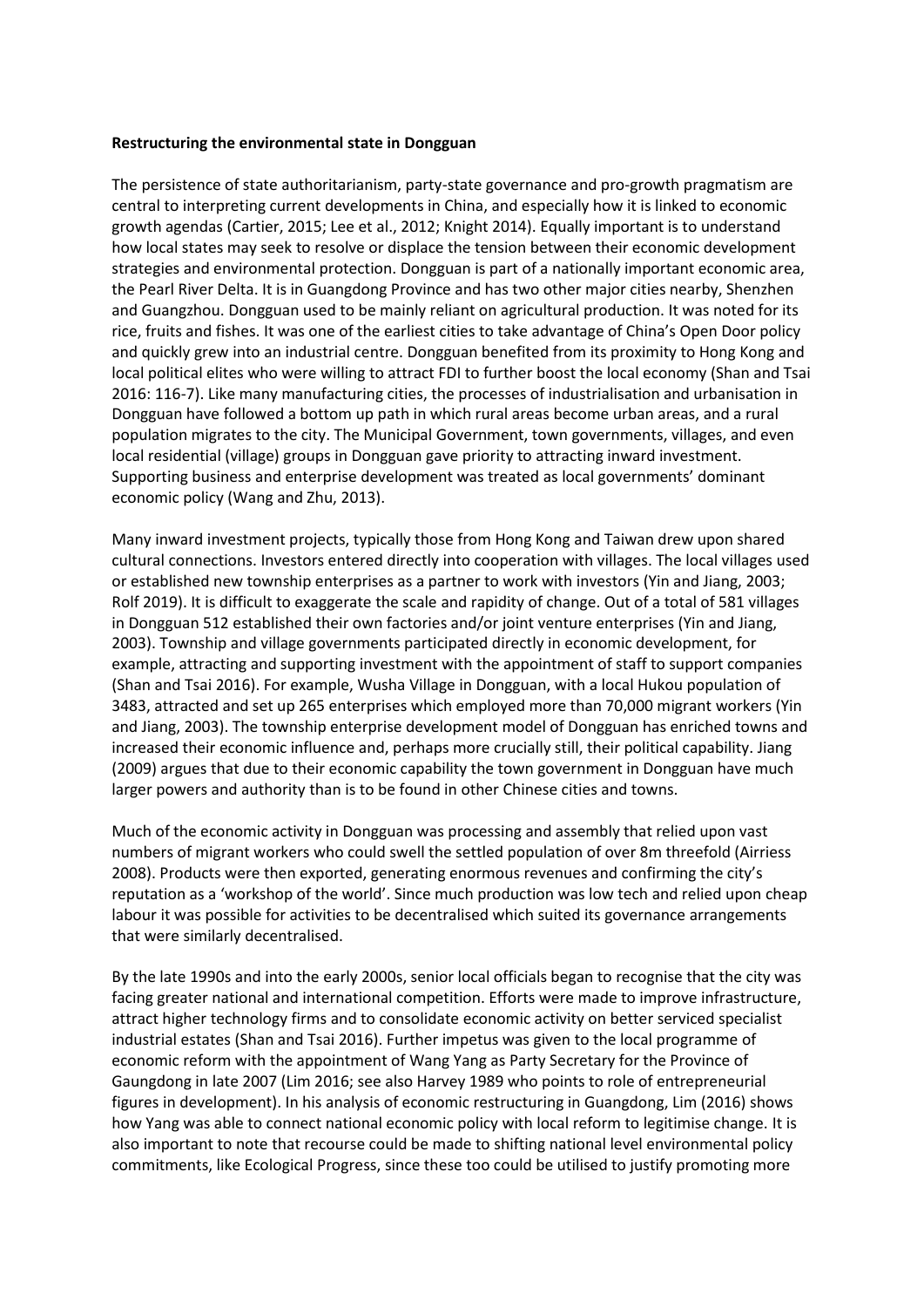**Restructuring the environmental state in Dongguan**

The persistence of state authoritarianism, party-state governance and pro-growth pragmatism are central to interpreting current developments in China, and especially how it is linked to economic growth agendas (Cartier, 2015; Lee et al., 2012; Knight 2014). Equally important is to understand how local states may seek to resolve or displace the tension between their economic development strategies and environmental protection. Dongguan is part of a nationally important economic area, the Pearl River Delta. It is in Guangdong Province and has two other major cities nearby, Shenzhen and Guangzhou. Dongguan used to be mainly reliant on agricultural production. It was noted for its rice, fruits and fishes. It was one of the earliest cities to take advantage of China's Open Door policy and quickly grew into an industrial centre. Dongguan benefited from its proximity to Hong Kong and local political elites who were willing to attract FDI to further boost the local economy (Shan and Tsai 2016: 116-7). Like many manufacturing cities, the processes of industrialisation and urbanisation in Dongguan have followed a bottom up path in which rural areas become urban areas, and a rural population migrates to the city. The Municipal Government, town governments, villages, and even local residential (village) groups in Dongguan gave priority to attracting inward investment. Supporting business and enterprise development was treated as local governments' dominant economic policy (Wang and Zhu, 2013).

Many inward investment projects, typically those from Hong Kong and Taiwan drew upon shared cultural connections. Investors entered directly into cooperation with villages. The local villages used or established new township enterprises as a partner to work with investors (Yin and Jiang, 2003; Rolf 2019). It is difficult to exaggerate the scale and rapidity of change. Out of a total of 581 villages in Dongguan 512 established their own factories and/or joint venture enterprises (Yin and Jiang, 2003). Township and village governments participated directly in economic development, for example, attracting and supporting investment with the appointment of staff to support companies (Shan and Tsai 2016). For example, Wusha Village in Dongguan, with a local Hukou population of 3483, attracted and set up 265 enterprises which employed more than 70,000 migrant workers (Yin and Jiang, 2003). The township enterprise development model of Dongguan has enriched towns and increased their economic influence and, perhaps more crucially still, their political capability. Jiang (2009) argues that due to their economic capability the town government in Dongguan have much larger powers and authority than is to be found in other Chinese cities and towns.

Much of the economic activity in Dongguan was processing and assembly that relied upon vast numbers of migrant workers who could swell the settled population of over 8m threefold (Airriess 2008). Products were then exported, generating enormous revenues and confirming the city's reputation as a 'workshop of the world'. Since much production was low tech and relied upon cheap labour it was possible for activities to be decentralised which suited its governance arrangements that were similarly decentralised.

By the late 1990s and into the early 2000s, senior local officials began to recognise that the city was facing greater national and international competition. Efforts were made to improve infrastructure, attract higher technology firms and to consolidate economic activity on better serviced specialist industrial estates (Shan and Tsai 2016). Further impetus was given to the local programme of economic reform with the appointment of Wang Yang as Party Secretary for the Province of Gaungdong in late 2007 (Lim 2016; see also Harvey 1989 who points to role of entrepreneurial figures in development). In his analysis of economic restructuring in Guangdong, Lim (2016) shows how Yang was able to connect national economic policy with local reform to legitimise change. It is also important to note that recourse could be made to shifting national level environmental policy commitments, like Ecological Progress, since these too could be utilised to justify promoting more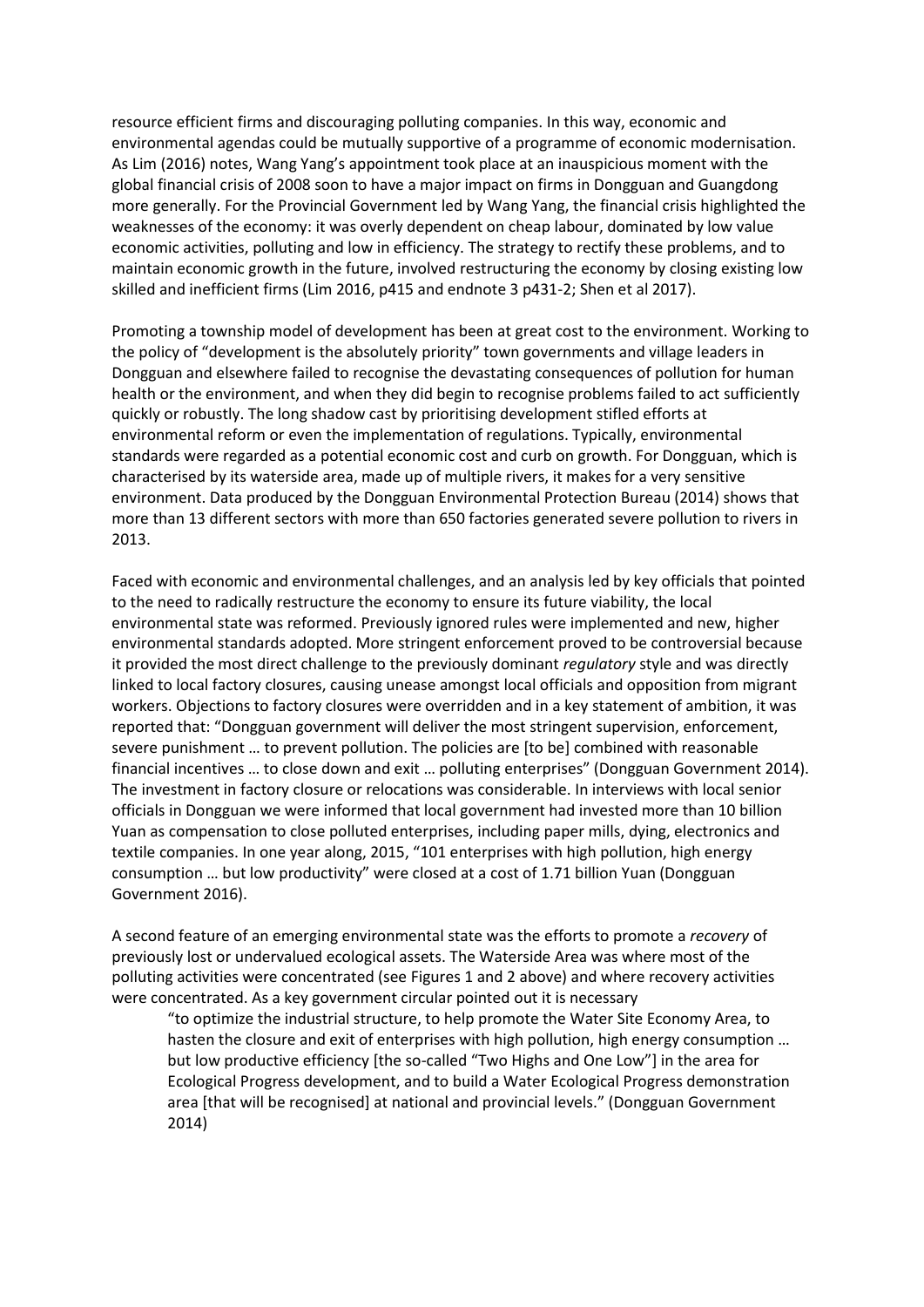resource efficient firms and discouraging polluting companies. In this way, economic and environmental agendas could be mutually supportive of a programme of economic modernisation. As Lim (2016) notes, Wang Yang's appointment took place at an inauspicious moment with the global financial crisis of 2008 soon to have a major impact on firms in Dongguan and Guangdong more generally. For the Provincial Government led by Wang Yang, the financial crisis highlighted the weaknesses of the economy: it was overly dependent on cheap labour, dominated by low value economic activities, polluting and low in efficiency. The strategy to rectify these problems, and to maintain economic growth in the future, involved restructuring the economy by closing existing low skilled and inefficient firms (Lim 2016, p415 and endnote 3 p431-2; Shen et al 2017).

Promoting a township model of development has been at great cost to the environment. Working to the policy of "development is the absolutely priority" town governments and village leaders in Dongguan and elsewhere failed to recognise the devastating consequences of pollution for human health or the environment, and when they did begin to recognise problems failed to act sufficiently quickly or robustly. The long shadow cast by prioritising development stifled efforts at environmental reform or even the implementation of regulations. Typically, environmental standards were regarded as a potential economic cost and curb on growth. For Dongguan, which is characterised by its waterside area, made up of multiple rivers, it makes for a very sensitive environment. Data produced by the Dongguan Environmental Protection Bureau (2014) shows that more than 13 different sectors with more than 650 factories generated severe pollution to rivers in 2013.

Faced with economic and environmental challenges, and an analysis led by key officials that pointed to the need to radically restructure the economy to ensure its future viability, the local environmental state was reformed. Previously ignored rules were implemented and new, higher environmental standards adopted. More stringent enforcement proved to be controversial because it provided the most direct challenge to the previously dominant *regulatory* style and was directly linked to local factory closures, causing unease amongst local officials and opposition from migrant workers. Objections to factory closures were overridden and in a key statement of ambition, it was reported that: "Dongguan government will deliver the most stringent supervision, enforcement, severe punishment … to prevent pollution. The policies are [to be] combined with reasonable financial incentives … to close down and exit … polluting enterprises" (Dongguan Government 2014). The investment in factory closure or relocations was considerable. In interviews with local senior officials in Dongguan we were informed that local government had invested more than 10 billion Yuan as compensation to close polluted enterprises, including paper mills, dying, electronics and textile companies. In one year along, 2015, "101 enterprises with high pollution, high energy consumption … but low productivity" were closed at a cost of 1.71 billion Yuan (Dongguan Government 2016).

A second feature of an emerging environmental state was the efforts to promote a *recovery* of previously lost or undervalued ecological assets. The Waterside Area was where most of the polluting activities were concentrated (see Figures 1 and 2 above) and where recovery activities were concentrated. As a key government circular pointed out it is necessary

> "to optimize the industrial structure, to help promote the Water Site Economy Area, to hasten the closure and exit of enterprises with high pollution, high energy consumption … but low productive efficiency [the so-called "Two Highs and One Low"] in the area for Ecological Progress development, and to build a Water Ecological Progress demonstration area [that will be recognised] at national and provincial levels." (Dongguan Government 2014)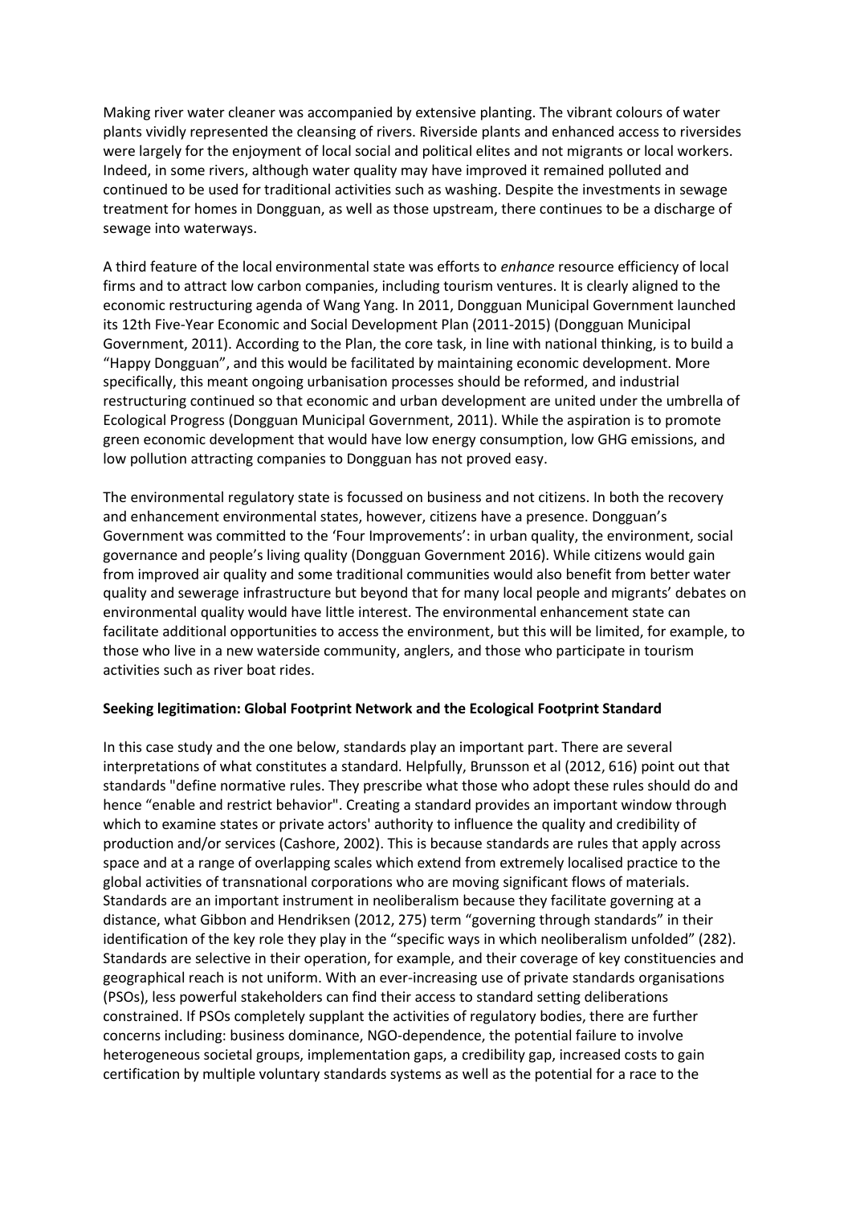Making river water cleaner was accompanied by extensive planting. The vibrant colours of water plants vividly represented the cleansing of rivers. Riverside plants and enhanced access to riversides were largely for the enjoyment of local social and political elites and not migrants or local workers. Indeed, in some rivers, although water quality may have improved it remained polluted and continued to be used for traditional activities such as washing. Despite the investments in sewage treatment for homes in Dongguan, as well as those upstream, there continues to be a discharge of sewage into waterways.

A third feature of the local environmental state was efforts to *enhance* resource efficiency of local firms and to attract low carbon companies, including tourism ventures. It is clearly aligned to the economic restructuring agenda of Wang Yang. In 2011, Dongguan Municipal Government launched its 12th Five-Year Economic and Social Development Plan (2011-2015) (Dongguan Municipal Government, 2011). According to the Plan, the core task, in line with national thinking, is to build a "Happy Dongguan", and this would be facilitated by maintaining economic development. More specifically, this meant ongoing urbanisation processes should be reformed, and industrial restructuring continued so that economic and urban development are united under the umbrella of Ecological Progress (Dongguan Municipal Government, 2011). While the aspiration is to promote green economic development that would have low energy consumption, low GHG emissions, and low pollution attracting companies to Dongguan has not proved easy.

The environmental regulatory state is focussed on business and not citizens. In both the recovery and enhancement environmental states, however, citizens have a presence. Dongguan's Government was committed to the 'Four Improvements': in urban quality, the environment, social governance and people's living quality (Dongguan Government 2016). While citizens would gain from improved air quality and some traditional communities would also benefit from better water quality and sewerage infrastructure but beyond that for many local people and migrants' debates on environmental quality would have little interest. The environmental enhancement state can facilitate additional opportunities to access the environment, but this will be limited, for example, to those who live in a new waterside community, anglers, and those who participate in tourism activities such as river boat rides.

**Seeking legitimation: Global Footprint Network and the Ecological Footprint Standard**

In this case study and the one below, standards play an important part. There are several interpretations of what constitutes a standard. Helpfully, Brunsson et al (2012, 616) point out that standards "define normative rules. They prescribe what those who adopt these rules should do and hence "enable and restrict behavior". Creating a standard provides an important window through which to examine states or private actors' authority to influence the quality and credibility of production and/or services (Cashore, 2002). This is because standards are rules that apply across space and at a range of overlapping scales which extend from extremely localised practice to the global activities of transnational corporations who are moving significant flows of materials. Standards are an important instrument in neoliberalism because they facilitate governing at a distance, what Gibbon and Hendriksen (2012, 275) term "governing through standards" in their identification of the key role they play in the "specific ways in which neoliberalism unfolded" (282). Standards are selective in their operation, for example, and their coverage of key constituencies and geographical reach is not uniform. With an ever-increasing use of private standards organisations (PSOs), less powerful stakeholders can find their access to standard setting deliberations constrained. If PSOs completely supplant the activities of regulatory bodies, there are further concerns including: business dominance, NGO-dependence, the potential failure to involve heterogeneous societal groups, implementation gaps, a credibility gap, increased costs to gain certification by multiple voluntary standards systems as well as the potential for a race to the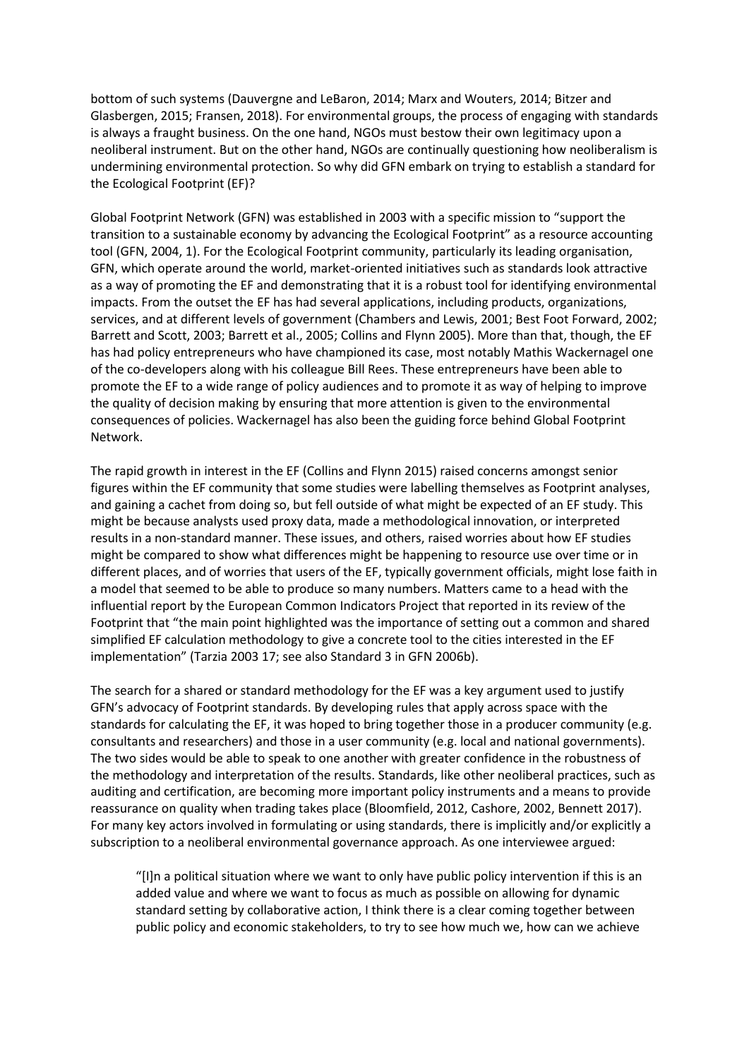bottom of such systems (Dauvergne and LeBaron, 2014; Marx and Wouters, 2014; Bitzer and Glasbergen, 2015; Fransen, 2018). For environmental groups, the process of engaging with standards is always a fraught business. On the one hand, NGOs must bestow their own legitimacy upon a neoliberal instrument. But on the other hand, NGOs are continually questioning how neoliberalism is undermining environmental protection. So why did GFN embark on trying to establish a standard for the Ecological Footprint (EF)?

Global Footprint Network (GFN) was established in 2003 with a specific mission to "support the transition to a sustainable economy by advancing the Ecological Footprint" as a resource accounting tool (GFN, 2004, 1). For the Ecological Footprint community, particularly its leading organisation, GFN, which operate around the world, market-oriented initiatives such as standards look attractive as a way of promoting the EF and demonstrating that it is a robust tool for identifying environmental impacts. From the outset the EF has had several applications, including products, organizations, services, and at different levels of government (Chambers and Lewis, 2001; Best Foot Forward, 2002; Barrett and Scott, 2003; Barrett et al., 2005; Collins and Flynn 2005). More than that, though, the EF has had policy entrepreneurs who have championed its case, most notably Mathis Wackernagel one of the co-developers along with his colleague Bill Rees. These entrepreneurs have been able to promote the EF to a wide range of policy audiences and to promote it as way of helping to improve the quality of decision making by ensuring that more attention is given to the environmental consequences of policies. Wackernagel has also been the guiding force behind Global Footprint Network.

The rapid growth in interest in the EF (Collins and Flynn 2015) raised concerns amongst senior figures within the EF community that some studies were labelling themselves as Footprint analyses, and gaining a cachet from doing so, but fell outside of what might be expected of an EF study. This might be because analysts used proxy data, made a methodological innovation, or interpreted results in a non-standard manner. These issues, and others, raised worries about how EF studies might be compared to show what differences might be happening to resource use over time or in different places, and of worries that users of the EF, typically government officials, might lose faith in a model that seemed to be able to produce so many numbers. Matters came to a head with the influential report by the European Common Indicators Project that reported in its review of the Footprint that "the main point highlighted was the importance of setting out a common and shared simplified EF calculation methodology to give a concrete tool to the cities interested in the EF implementation" (Tarzia 2003 17; see also Standard 3 in GFN 2006b).

The search for a shared or standard methodology for the EF was a key argument used to justify GFN's advocacy of Footprint standards. By developing rules that apply across space with the standards for calculating the EF, it was hoped to bring together those in a producer community (e.g. consultants and researchers) and those in a user community (e.g. local and national governments). The two sides would be able to speak to one another with greater confidence in the robustness of the methodology and interpretation of the results. Standards, like other neoliberal practices, such as auditing and certification, are becoming more important policy instruments and a means to provide reassurance on quality when trading takes place (Bloomfield, 2012, Cashore, 2002, Bennett 2017). For many key actors involved in formulating or using standards, there is implicitly and/or explicitly a subscription to a neoliberal environmental governance approach. As one interviewee argued:

> "[I]n a political situation where we want to only have public policy intervention if this is an added value and where we want to focus as much as possible on allowing for dynamic standard setting by collaborative action, I think there is a clear coming together between public policy and economic stakeholders, to try to see how much we, how can we achieve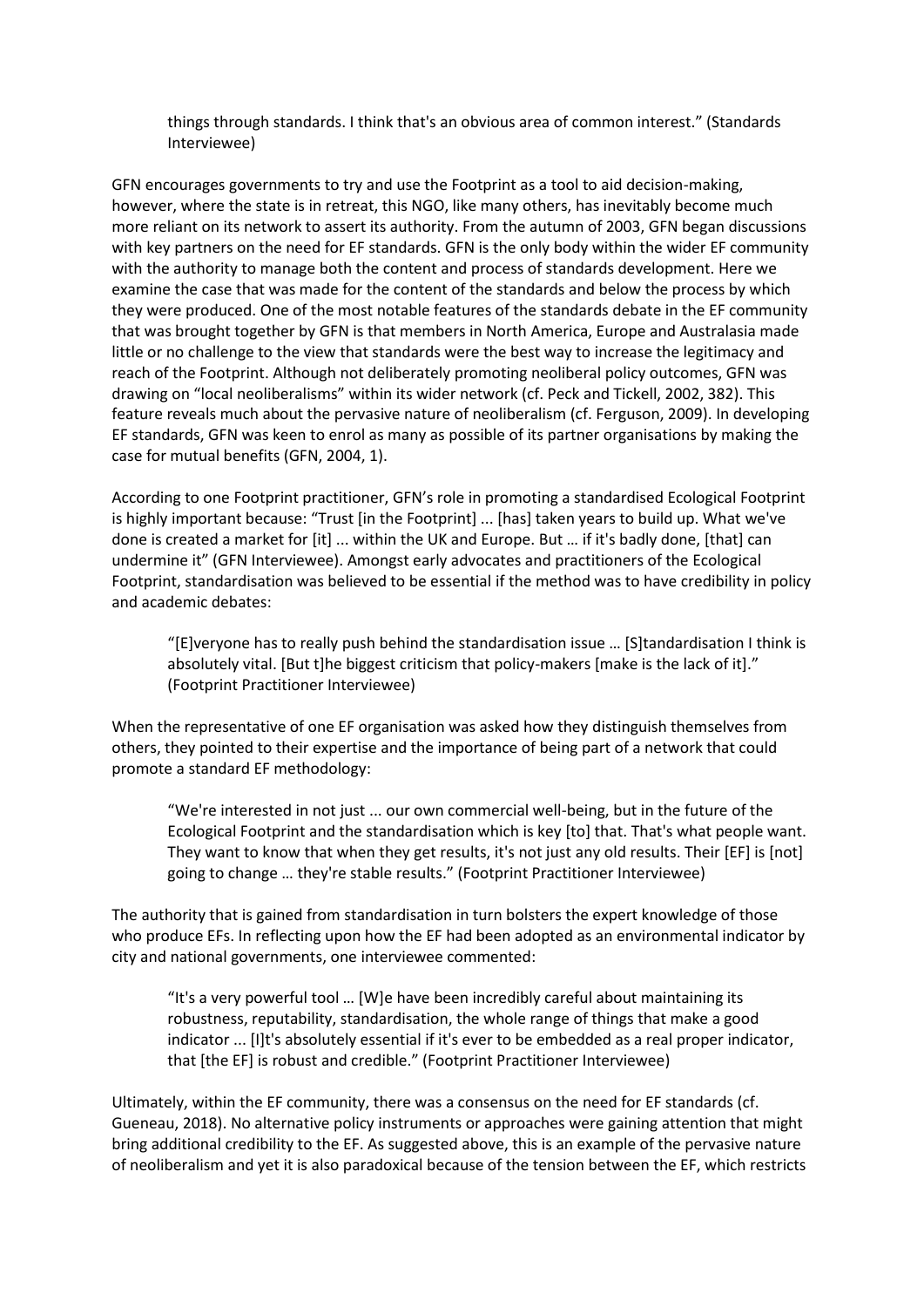> things through standards. I think that's an obvious area of common interest." (Standards Interviewee)

GFN encourages governments to try and use the Footprint as a tool to aid decision-making, however, where the state is in retreat, this NGO, like many others, has inevitably become much more reliant on its network to assert its authority. From the autumn of 2003, GFN began discussions with key partners on the need for EF standards. GFN is the only body within the wider EF community with the authority to manage both the content and process of standards development. Here we examine the case that was made for the content of the standards and below the process by which they were produced. One of the most notable features of the standards debate in the EF community that was brought together by GFN is that members in North America, Europe and Australasia made little or no challenge to the view that standards were the best way to increase the legitimacy and reach of the Footprint. Although not deliberately promoting neoliberal policy outcomes, GFN was drawing on "local neoliberalisms" within its wider network (cf. Peck and Tickell, 2002, 382). This feature reveals much about the pervasive nature of neoliberalism (cf. Ferguson, 2009). In developing EF standards, GFN was keen to enrol as many as possible of its partner organisations by making the case for mutual benefits (GFN, 2004, 1).

According to one Footprint practitioner, GFN's role in promoting a standardised Ecological Footprint is highly important because: "Trust [in the Footprint] ... [has] taken years to build up. What we've done is created a market for [it] ... within the UK and Europe. But … if it's badly done, [that] can undermine it" (GFN Interviewee). Amongst early advocates and practitioners of the Ecological Footprint, standardisation was believed to be essential if the method was to have credibility in policy and academic debates:

> "[E]veryone has to really push behind the standardisation issue … [S]tandardisation I think is absolutely vital. [But t]he biggest criticism that policy-makers [make is the lack of it]." (Footprint Practitioner Interviewee)

When the representative of one EF organisation was asked how they distinguish themselves from others, they pointed to their expertise and the importance of being part of a network that could promote a standard EF methodology:

> "We're interested in not just ... our own commercial well-being, but in the future of the Ecological Footprint and the standardisation which is key [to] that. That's what people want. They want to know that when they get results, it's not just any old results. Their [EF] is [not] going to change … they're stable results." (Footprint Practitioner Interviewee)

The authority that is gained from standardisation in turn bolsters the expert knowledge of those who produce EFs. In reflecting upon how the EF had been adopted as an environmental indicator by city and national governments, one interviewee commented:

> "It's a very powerful tool … [W]e have been incredibly careful about maintaining its robustness, reputability, standardisation, the whole range of things that make a good indicator ... [I]t's absolutely essential if it's ever to be embedded as a real proper indicator, that [the EF] is robust and credible." (Footprint Practitioner Interviewee)

Ultimately, within the EF community, there was a consensus on the need for EF standards (cf. Gueneau, 2018). No alternative policy instruments or approaches were gaining attention that might bring additional credibility to the EF. As suggested above, this is an example of the pervasive nature of neoliberalism and yet it is also paradoxical because of the tension between the EF, which restricts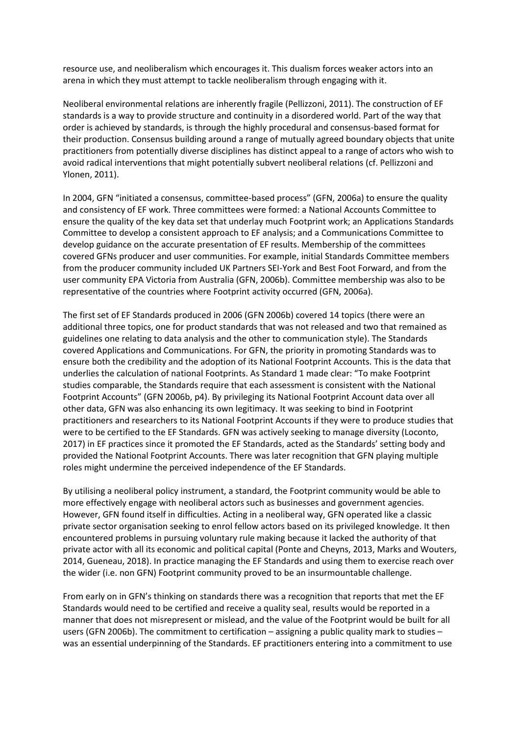resource use, and neoliberalism which encourages it. This dualism forces weaker actors into an arena in which they must attempt to tackle neoliberalism through engaging with it.

Neoliberal environmental relations are inherently fragile (Pellizzoni, 2011). The construction of EF standards is a way to provide structure and continuity in a disordered world. Part of the way that order is achieved by standards, is through the highly procedural and consensus-based format for their production. Consensus building around a range of mutually agreed boundary objects that unite practitioners from potentially diverse disciplines has distinct appeal to a range of actors who wish to avoid radical interventions that might potentially subvert neoliberal relations (cf. Pellizzoni and Ylonen, 2011).

In 2004, GFN "initiated a consensus, committee-based process" (GFN, 2006a) to ensure the quality and consistency of EF work. Three committees were formed: a National Accounts Committee to ensure the quality of the key data set that underlay much Footprint work; an Applications Standards Committee to develop a consistent approach to EF analysis; and a Communications Committee to develop guidance on the accurate presentation of EF results. Membership of the committees covered GFNs producer and user communities. For example, initial Standards Committee members from the producer community included UK Partners SEI-York and Best Foot Forward, and from the user community EPA Victoria from Australia (GFN, 2006b). Committee membership was also to be representative of the countries where Footprint activity occurred (GFN, 2006a).

The first set of EF Standards produced in 2006 (GFN 2006b) covered 14 topics (there were an additional three topics, one for product standards that was not released and two that remained as guidelines one relating to data analysis and the other to communication style). The Standards covered Applications and Communications. For GFN, the priority in promoting Standards was to ensure both the credibility and the adoption of its National Footprint Accounts. This is the data that underlies the calculation of national Footprints. As Standard 1 made clear: "To make Footprint studies comparable, the Standards require that each assessment is consistent with the National Footprint Accounts" (GFN 2006b, p4). By privileging its National Footprint Account data over all other data, GFN was also enhancing its own legitimacy. It was seeking to bind in Footprint practitioners and researchers to its National Footprint Accounts if they were to produce studies that were to be certified to the EF Standards. GFN was actively seeking to manage diversity (Loconto, 2017) in EF practices since it promoted the EF Standards, acted as the Standards' setting body and provided the National Footprint Accounts. There was later recognition that GFN playing multiple roles might undermine the perceived independence of the EF Standards.

By utilising a neoliberal policy instrument, a standard, the Footprint community would be able to more effectively engage with neoliberal actors such as businesses and government agencies. However, GFN found itself in difficulties. Acting in a neoliberal way, GFN operated like a classic private sector organisation seeking to enrol fellow actors based on its privileged knowledge. It then encountered problems in pursuing voluntary rule making because it lacked the authority of that private actor with all its economic and political capital (Ponte and Cheyns, 2013, Marks and Wouters, 2014, Gueneau, 2018). In practice managing the EF Standards and using them to exercise reach over the wider (i.e. non GFN) Footprint community proved to be an insurmountable challenge.

From early on in GFN's thinking on standards there was a recognition that reports that met the EF Standards would need to be certified and receive a quality seal, results would be reported in a manner that does not misrepresent or mislead, and the value of the Footprint would be built for all users (GFN 2006b). The commitment to certification – assigning a public quality mark to studies – was an essential underpinning of the Standards. EF practitioners entering into a commitment to use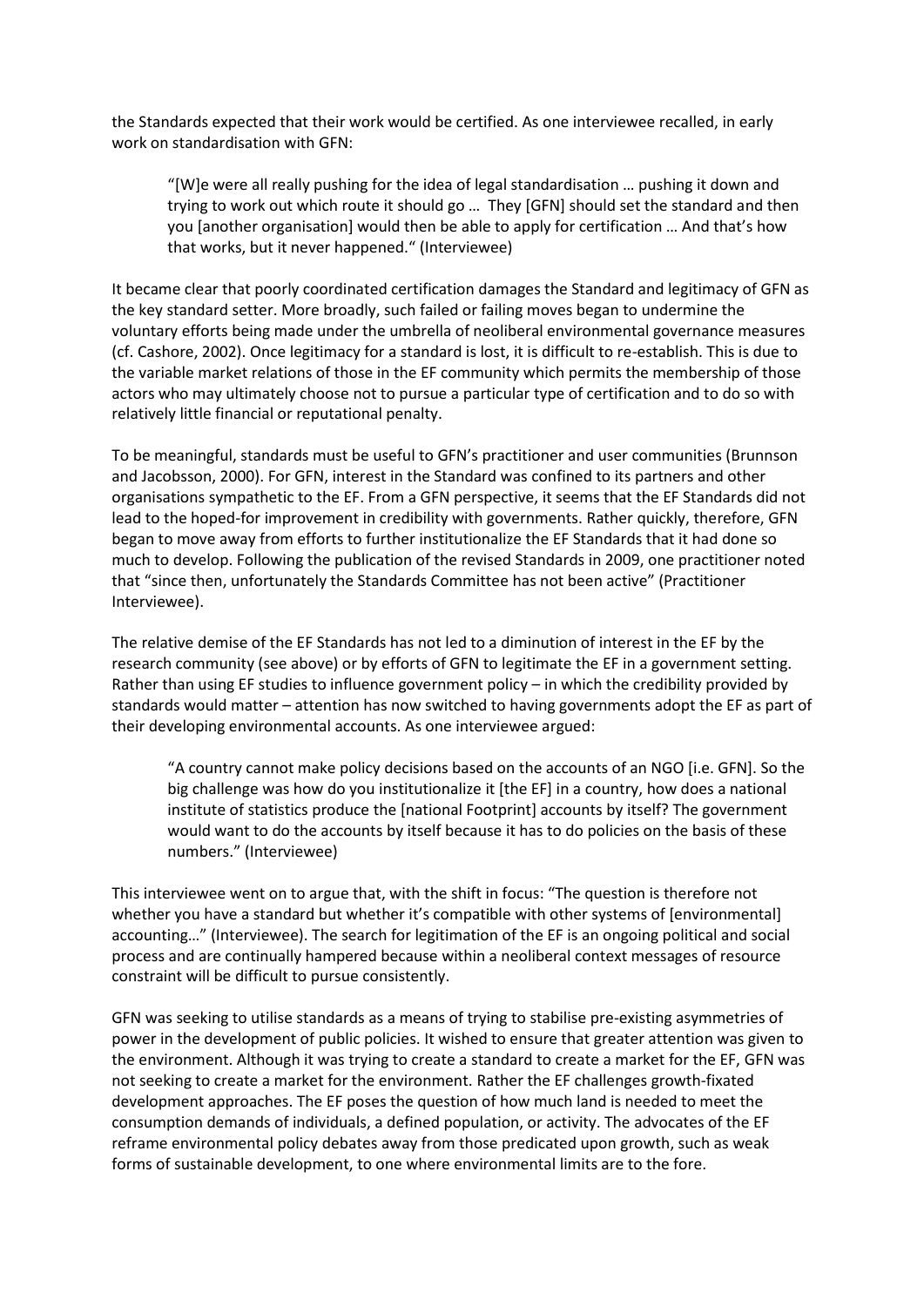the Standards expected that their work would be certified. As one interviewee recalled, in early work on standardisation with GFN:

> "[W]e were all really pushing for the idea of legal standardisation … pushing it down and trying to work out which route it should go … They [GFN] should set the standard and then you [another organisation] would then be able to apply for certification … And that's how that works, but it never happened." (Interviewee)

It became clear that poorly coordinated certification damages the Standard and legitimacy of GFN as the key standard setter. More broadly, such failed or failing moves began to undermine the voluntary efforts being made under the umbrella of neoliberal environmental governance measures (cf. Cashore, 2002). Once legitimacy for a standard is lost, it is difficult to re-establish. This is due to the variable market relations of those in the EF community which permits the membership of those actors who may ultimately choose not to pursue a particular type of certification and to do so with relatively little financial or reputational penalty.

To be meaningful, standards must be useful to GFN's practitioner and user communities (Brunnson and Jacobsson, 2000). For GFN, interest in the Standard was confined to its partners and other organisations sympathetic to the EF. From a GFN perspective, it seems that the EF Standards did not lead to the hoped-for improvement in credibility with governments. Rather quickly, therefore, GFN began to move away from efforts to further institutionalize the EF Standards that it had done so much to develop. Following the publication of the revised Standards in 2009, one practitioner noted that "since then, unfortunately the Standards Committee has not been active" (Practitioner Interviewee).

The relative demise of the EF Standards has not led to a diminution of interest in the EF by the research community (see above) or by efforts of GFN to legitimate the EF in a government setting. Rather than using EF studies to influence government policy – in which the credibility provided by standards would matter – attention has now switched to having governments adopt the EF as part of their developing environmental accounts. As one interviewee argued:

> "A country cannot make policy decisions based on the accounts of an NGO [i.e. GFN]. So the big challenge was how do you institutionalize it [the EF] in a country, how does a national institute of statistics produce the [national Footprint] accounts by itself? The government would want to do the accounts by itself because it has to do policies on the basis of these numbers." (Interviewee)

This interviewee went on to argue that, with the shift in focus: "The question is therefore not whether you have a standard but whether it's compatible with other systems of [environmental] accounting…" (Interviewee). The search for legitimation of the EF is an ongoing political and social process and are continually hampered because within a neoliberal context messages of resource constraint will be difficult to pursue consistently.

GFN was seeking to utilise standards as a means of trying to stabilise pre-existing asymmetries of power in the development of public policies. It wished to ensure that greater attention was given to the environment. Although it was trying to create a standard to create a market for the EF, GFN was not seeking to create a market for the environment. Rather the EF challenges growth-fixated development approaches. The EF poses the question of how much land is needed to meet the consumption demands of individuals, a defined population, or activity. The advocates of the EF reframe environmental policy debates away from those predicated upon growth, such as weak forms of sustainable development, to one where environmental limits are to the fore.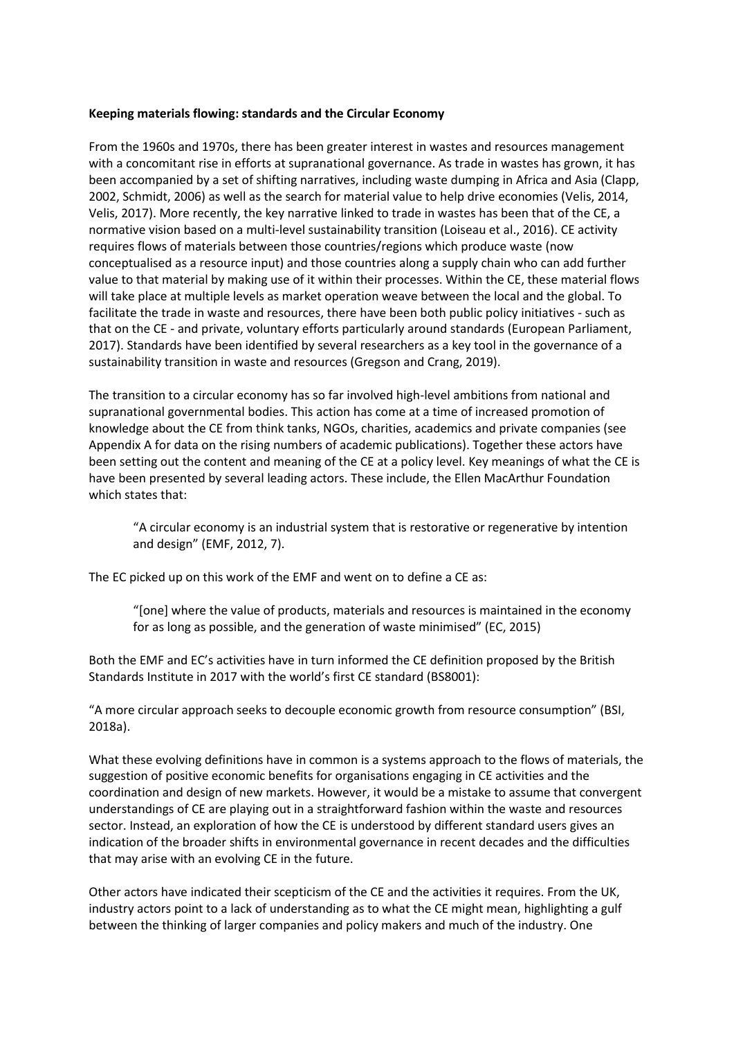**Keeping materials flowing: standards and the Circular Economy**

From the 1960s and 1970s, there has been greater interest in wastes and resources management with a concomitant rise in efforts at supranational governance. As trade in wastes has grown, it has been accompanied by a set of shifting narratives, including waste dumping in Africa and Asia (Clapp, 2002, Schmidt, 2006) as well as the search for material value to help drive economies (Velis, 2014, Velis, 2017). More recently, the key narrative linked to trade in wastes has been that of the CE, a normative vision based on a multi-level sustainability transition (Loiseau et al., 2016). CE activity requires flows of materials between those countries/regions which produce waste (now conceptualised as a resource input) and those countries along a supply chain who can add further value to that material by making use of it within their processes. Within the CE, these material flows will take place at multiple levels as market operation weave between the local and the global. To facilitate the trade in waste and resources, there have been both public policy initiatives - such as that on the CE - and private, voluntary efforts particularly around standards (European Parliament, 2017). Standards have been identified by several researchers as a key tool in the governance of a sustainability transition in waste and resources (Gregson and Crang, 2019).

The transition to a circular economy has so far involved high-level ambitions from national and supranational governmental bodies. This action has come at a time of increased promotion of knowledge about the CE from think tanks, NGOs, charities, academics and private companies (see Appendix A for data on the rising numbers of academic publications). Together these actors have been setting out the content and meaning of the CE at a policy level. Key meanings of what the CE is have been presented by several leading actors. These include, the Ellen MacArthur Foundation which states that:

> "A circular economy is an industrial system that is restorative or regenerative by intention and design" (EMF, 2012, 7).

The EC picked up on this work of the EMF and went on to define a CE as:

> "[one] where the value of products, materials and resources is maintained in the economy for as long as possible, and the generation of waste minimised" (EC, 2015)

Both the EMF and EC's activities have in turn informed the CE definition proposed by the British Standards Institute in 2017 with the world's first CE standard (BS8001):

"A more circular approach seeks to decouple economic growth from resource consumption" (BSI, 2018a).

What these evolving definitions have in common is a systems approach to the flows of materials, the suggestion of positive economic benefits for organisations engaging in CE activities and the coordination and design of new markets. However, it would be a mistake to assume that convergent understandings of CE are playing out in a straightforward fashion within the waste and resources sector. Instead, an exploration of how the CE is understood by different standard users gives an indication of the broader shifts in environmental governance in recent decades and the difficulties that may arise with an evolving CE in the future.

Other actors have indicated their scepticism of the CE and the activities it requires. From the UK, industry actors point to a lack of understanding as to what the CE might mean, highlighting a gulf between the thinking of larger companies and policy makers and much of the industry. One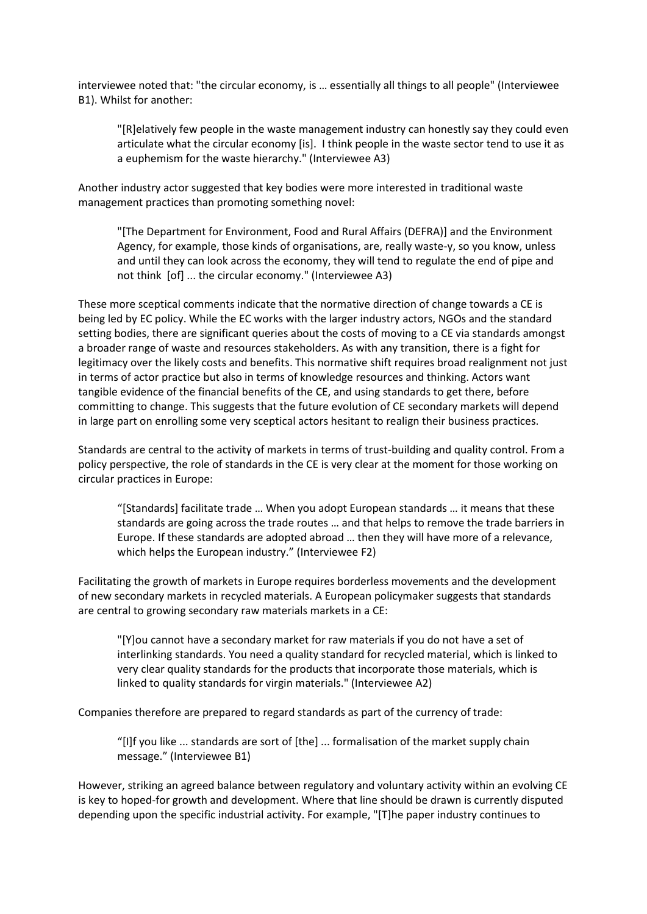interviewee noted that: "the circular economy, is … essentially all things to all people" (Interviewee B1). Whilst for another:

> "[R]elatively few people in the waste management industry can honestly say they could even articulate what the circular economy [is]. I think people in the waste sector tend to use it as a euphemism for the waste hierarchy." (Interviewee A3)

Another industry actor suggested that key bodies were more interested in traditional waste management practices than promoting something novel:

> "[The Department for Environment, Food and Rural Affairs (DEFRA)] and the Environment Agency, for example, those kinds of organisations, are, really waste-y, so you know, unless and until they can look across the economy, they will tend to regulate the end of pipe and not think [of] ... the circular economy." (Interviewee A3)

These more sceptical comments indicate that the normative direction of change towards a CE is being led by EC policy. While the EC works with the larger industry actors, NGOs and the standard setting bodies, there are significant queries about the costs of moving to a CE via standards amongst a broader range of waste and resources stakeholders. As with any transition, there is a fight for legitimacy over the likely costs and benefits. This normative shift requires broad realignment not just in terms of actor practice but also in terms of knowledge resources and thinking. Actors want tangible evidence of the financial benefits of the CE, and using standards to get there, before committing to change. This suggests that the future evolution of CE secondary markets will depend in large part on enrolling some very sceptical actors hesitant to realign their business practices.

Standards are central to the activity of markets in terms of trust-building and quality control. From a policy perspective, the role of standards in the CE is very clear at the moment for those working on circular practices in Europe:

> "[Standards] facilitate trade … When you adopt European standards … it means that these standards are going across the trade routes … and that helps to remove the trade barriers in Europe. If these standards are adopted abroad … then they will have more of a relevance, which helps the European industry." (Interviewee F2)

Facilitating the growth of markets in Europe requires borderless movements and the development of new secondary markets in recycled materials. A European policymaker suggests that standards are central to growing secondary raw materials markets in a CE:

> "[Y]ou cannot have a secondary market for raw materials if you do not have a set of interlinking standards. You need a quality standard for recycled material, which is linked to very clear quality standards for the products that incorporate those materials, which is linked to quality standards for virgin materials." (Interviewee A2)

Companies therefore are prepared to regard standards as part of the currency of trade:

> "[I]f you like ... standards are sort of [the] ... formalisation of the market supply chain message." (Interviewee B1)

However, striking an agreed balance between regulatory and voluntary activity within an evolving CE is key to hoped-for growth and development. Where that line should be drawn is currently disputed depending upon the specific industrial activity. For example, "[T]he paper industry continues to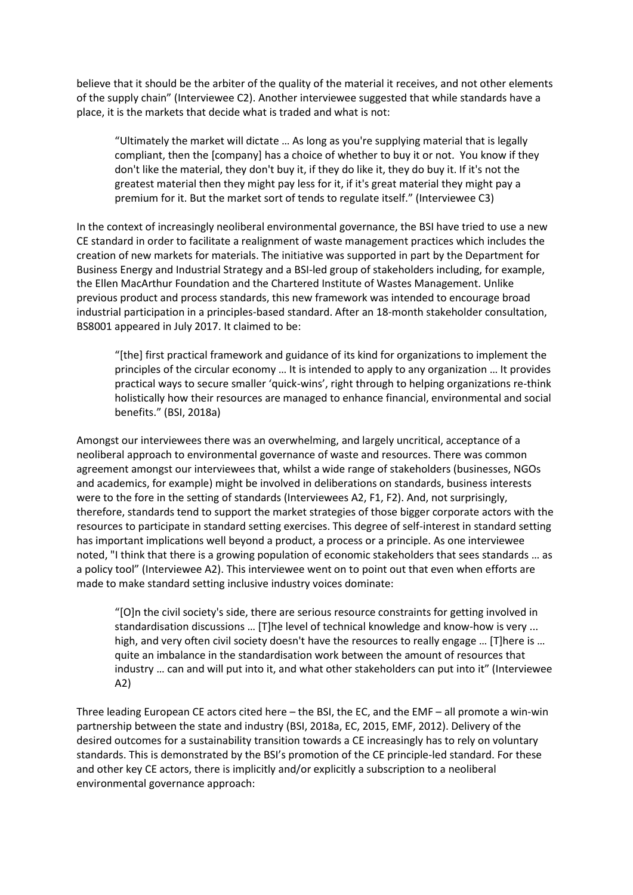believe that it should be the arbiter of the quality of the material it receives, and not other elements of the supply chain" (Interviewee C2). Another interviewee suggested that while standards have a place, it is the markets that decide what is traded and what is not:

> "Ultimately the market will dictate … As long as you're supplying material that is legally compliant, then the [company] has a choice of whether to buy it or not. You know if they don't like the material, they don't buy it, if they do like it, they do buy it. If it's not the greatest material then they might pay less for it, if it's great material they might pay a premium for it. But the market sort of tends to regulate itself." (Interviewee C3)

In the context of increasingly neoliberal environmental governance, the BSI have tried to use a new CE standard in order to facilitate a realignment of waste management practices which includes the creation of new markets for materials. The initiative was supported in part by the Department for Business Energy and Industrial Strategy and a BSI-led group of stakeholders including, for example, the Ellen MacArthur Foundation and the Chartered Institute of Wastes Management. Unlike previous product and process standards, this new framework was intended to encourage broad industrial participation in a principles-based standard. After an 18-month stakeholder consultation, BS8001 appeared in July 2017. It claimed to be:

> "[the] first practical framework and guidance of its kind for organizations to implement the principles of the circular economy … It is intended to apply to any organization … It provides practical ways to secure smaller 'quick-wins', right through to helping organizations re-think holistically how their resources are managed to enhance financial, environmental and social benefits." (BSI, 2018a)

Amongst our interviewees there was an overwhelming, and largely uncritical, acceptance of a neoliberal approach to environmental governance of waste and resources. There was common agreement amongst our interviewees that, whilst a wide range of stakeholders (businesses, NGOs and academics, for example) might be involved in deliberations on standards, business interests were to the fore in the setting of standards (Interviewees A2, F1, F2). And, not surprisingly, therefore, standards tend to support the market strategies of those bigger corporate actors with the resources to participate in standard setting exercises. This degree of self-interest in standard setting has important implications well beyond a product, a process or a principle. As one interviewee noted, "I think that there is a growing population of economic stakeholders that sees standards … as a policy tool" (Interviewee A2). This interviewee went on to point out that even when efforts are made to make standard setting inclusive industry voices dominate:

> "[O]n the civil society's side, there are serious resource constraints for getting involved in standardisation discussions … [T]he level of technical knowledge and know-how is very ... high, and very often civil society doesn't have the resources to really engage … [T]here is … quite an imbalance in the standardisation work between the amount of resources that industry … can and will put into it, and what other stakeholders can put into it" (Interviewee A2)

Three leading European CE actors cited here – the BSI, the EC, and the EMF – all promote a win-win partnership between the state and industry (BSI, 2018a, EC, 2015, EMF, 2012). Delivery of the desired outcomes for a sustainability transition towards a CE increasingly has to rely on voluntary standards. This is demonstrated by the BSI's promotion of the CE principle-led standard. For these and other key CE actors, there is implicitly and/or explicitly a subscription to a neoliberal environmental governance approach: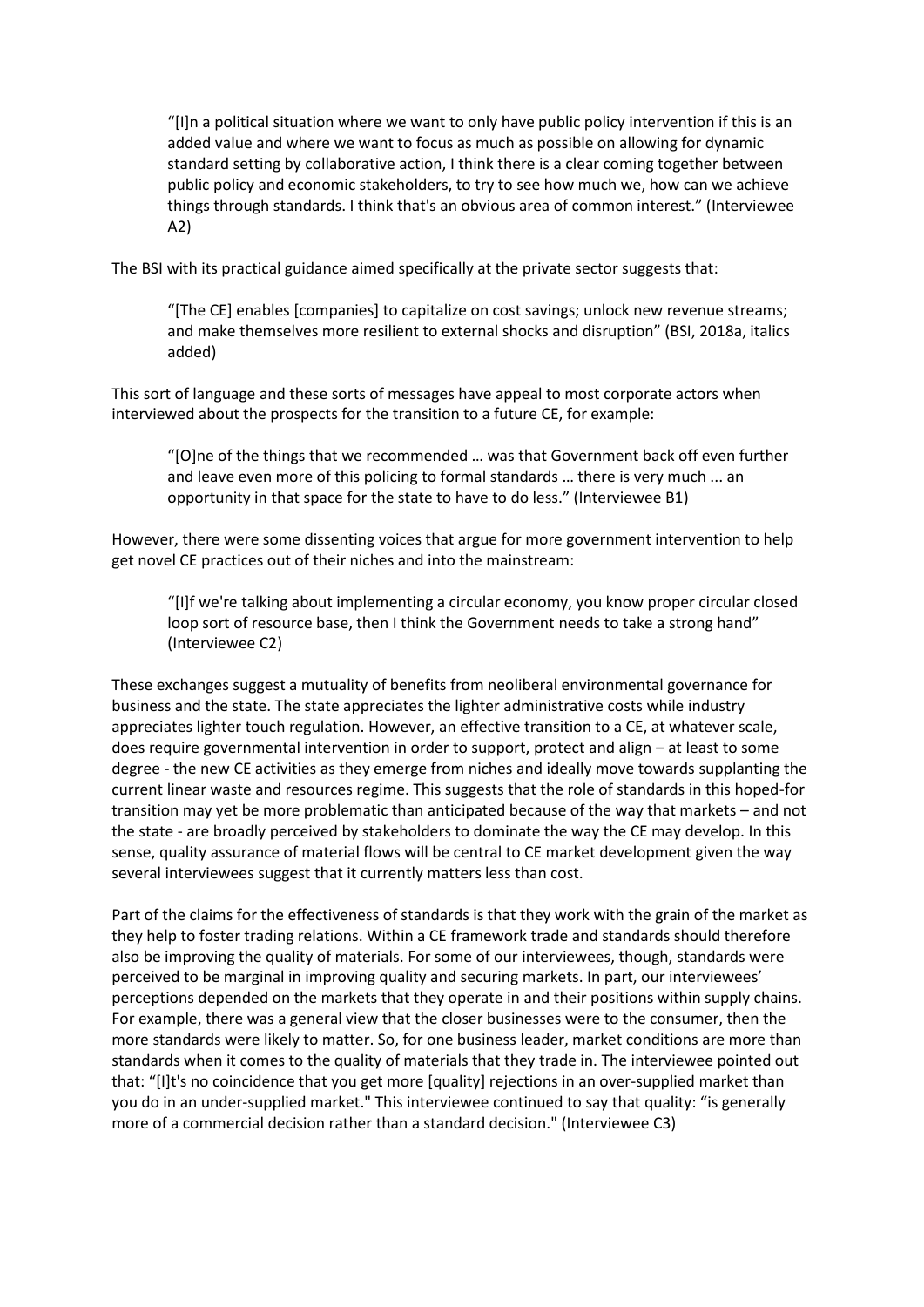> "[I]n a political situation where we want to only have public policy intervention if this is an added value and where we want to focus as much as possible on allowing for dynamic standard setting by collaborative action, I think there is a clear coming together between public policy and economic stakeholders, to try to see how much we, how can we achieve things through standards. I think that's an obvious area of common interest." (Interviewee A2)

The BSI with its practical guidance aimed specifically at the private sector suggests that:

> "[The CE] enables [companies] to capitalize on cost savings; unlock new revenue streams; and make themselves more resilient to external shocks and disruption" (BSI, 2018a, italics added)

This sort of language and these sorts of messages have appeal to most corporate actors when interviewed about the prospects for the transition to a future CE, for example:

> "[O]ne of the things that we recommended … was that Government back off even further and leave even more of this policing to formal standards … there is very much ... an opportunity in that space for the state to have to do less." (Interviewee B1)

However, there were some dissenting voices that argue for more government intervention to help get novel CE practices out of their niches and into the mainstream:

> "[I]f we're talking about implementing a circular economy, you know proper circular closed loop sort of resource base, then I think the Government needs to take a strong hand" (Interviewee C2)

These exchanges suggest a mutuality of benefits from neoliberal environmental governance for business and the state. The state appreciates the lighter administrative costs while industry appreciates lighter touch regulation. However, an effective transition to a CE, at whatever scale, does require governmental intervention in order to support, protect and align – at least to some degree - the new CE activities as they emerge from niches and ideally move towards supplanting the current linear waste and resources regime. This suggests that the role of standards in this hoped-for transition may yet be more problematic than anticipated because of the way that markets – and not the state - are broadly perceived by stakeholders to dominate the way the CE may develop. In this sense, quality assurance of material flows will be central to CE market development given the way several interviewees suggest that it currently matters less than cost.

Part of the claims for the effectiveness of standards is that they work with the grain of the market as they help to foster trading relations. Within a CE framework trade and standards should therefore also be improving the quality of materials. For some of our interviewees, though, standards were perceived to be marginal in improving quality and securing markets. In part, our interviewees' perceptions depended on the markets that they operate in and their positions within supply chains. For example, there was a general view that the closer businesses were to the consumer, then the more standards were likely to matter. So, for one business leader, market conditions are more than standards when it comes to the quality of materials that they trade in. The interviewee pointed out that: "[I]t's no coincidence that you get more [quality] rejections in an over-supplied market than you do in an under-supplied market." This interviewee continued to say that quality: "is generally more of a commercial decision rather than a standard decision." (Interviewee C3)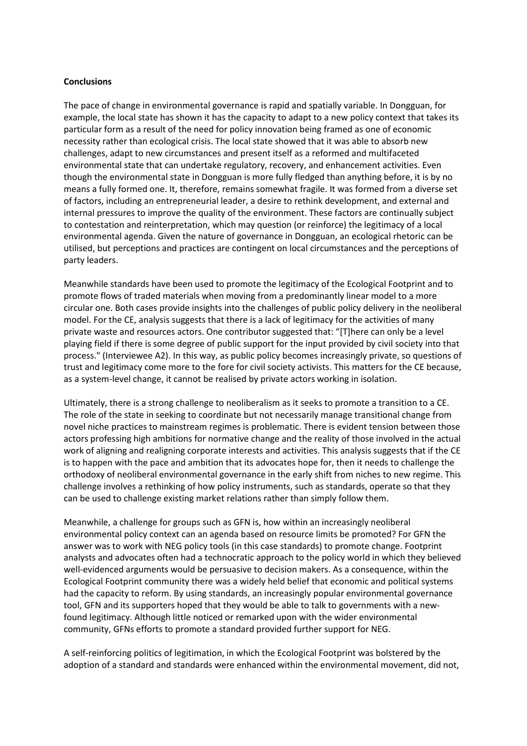**Conclusions**

The pace of change in environmental governance is rapid and spatially variable. In Dongguan, for example, the local state has shown it has the capacity to adapt to a new policy context that takes its particular form as a result of the need for policy innovation being framed as one of economic necessity rather than ecological crisis. The local state showed that it was able to absorb new challenges, adapt to new circumstances and present itself as a reformed and multifaceted environmental state that can undertake regulatory, recovery, and enhancement activities. Even though the environmental state in Dongguan is more fully fledged than anything before, it is by no means a fully formed one. It, therefore, remains somewhat fragile. It was formed from a diverse set of factors, including an entrepreneurial leader, a desire to rethink development, and external and internal pressures to improve the quality of the environment. These factors are continually subject to contestation and reinterpretation, which may question (or reinforce) the legitimacy of a local environmental agenda. Given the nature of governance in Dongguan, an ecological rhetoric can be utilised, but perceptions and practices are contingent on local circumstances and the perceptions of party leaders.

Meanwhile standards have been used to promote the legitimacy of the Ecological Footprint and to promote flows of traded materials when moving from a predominantly linear model to a more circular one. Both cases provide insights into the challenges of public policy delivery in the neoliberal model. For the CE, analysis suggests that there is a lack of legitimacy for the activities of many private waste and resources actors. One contributor suggested that: "[T]here can only be a level playing field if there is some degree of public support for the input provided by civil society into that process." (Interviewee A2). In this way, as public policy becomes increasingly private, so questions of trust and legitimacy come more to the fore for civil society activists. This matters for the CE because, as a system-level change, it cannot be realised by private actors working in isolation.

Ultimately, there is a strong challenge to neoliberalism as it seeks to promote a transition to a CE. The role of the state in seeking to coordinate but not necessarily manage transitional change from novel niche practices to mainstream regimes is problematic. There is evident tension between those actors professing high ambitions for normative change and the reality of those involved in the actual work of aligning and realigning corporate interests and activities. This analysis suggests that if the CE is to happen with the pace and ambition that its advocates hope for, then it needs to challenge the orthodoxy of neoliberal environmental governance in the early shift from niches to new regime. This challenge involves a rethinking of how policy instruments, such as standards, operate so that they can be used to challenge existing market relations rather than simply follow them.

Meanwhile, a challenge for groups such as GFN is, how within an increasingly neoliberal environmental policy context can an agenda based on resource limits be promoted? For GFN the answer was to work with NEG policy tools (in this case standards) to promote change. Footprint analysts and advocates often had a technocratic approach to the policy world in which they believed well-evidenced arguments would be persuasive to decision makers. As a consequence, within the Ecological Footprint community there was a widely held belief that economic and political systems had the capacity to reform. By using standards, an increasingly popular environmental governance tool, GFN and its supporters hoped that they would be able to talk to governments with a new-found legitimacy. Although little noticed or remarked upon with the wider environmental community, GFNs efforts to promote a standard provided further support for NEG.

A self-reinforcing politics of legitimation, in which the Ecological Footprint was bolstered by the adoption of a standard and standards were enhanced within the environmental movement, did not,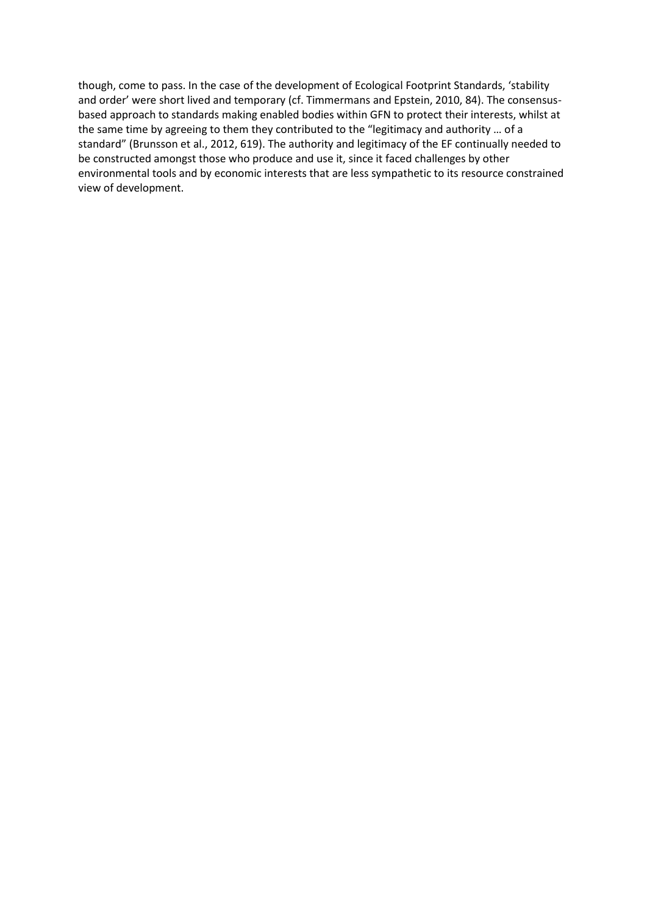though, come to pass. In the case of the development of Ecological Footprint Standards, 'stability and order' were short lived and temporary (cf. Timmermans and Epstein, 2010, 84). The consensus-based approach to standards making enabled bodies within GFN to protect their interests, whilst at the same time by agreeing to them they contributed to the "legitimacy and authority … of a standard" (Brunsson et al., 2012, 619). The authority and legitimacy of the EF continually needed to be constructed amongst those who produce and use it, since it faced challenges by other environmental tools and by economic interests that are less sympathetic to its resource constrained view of development.